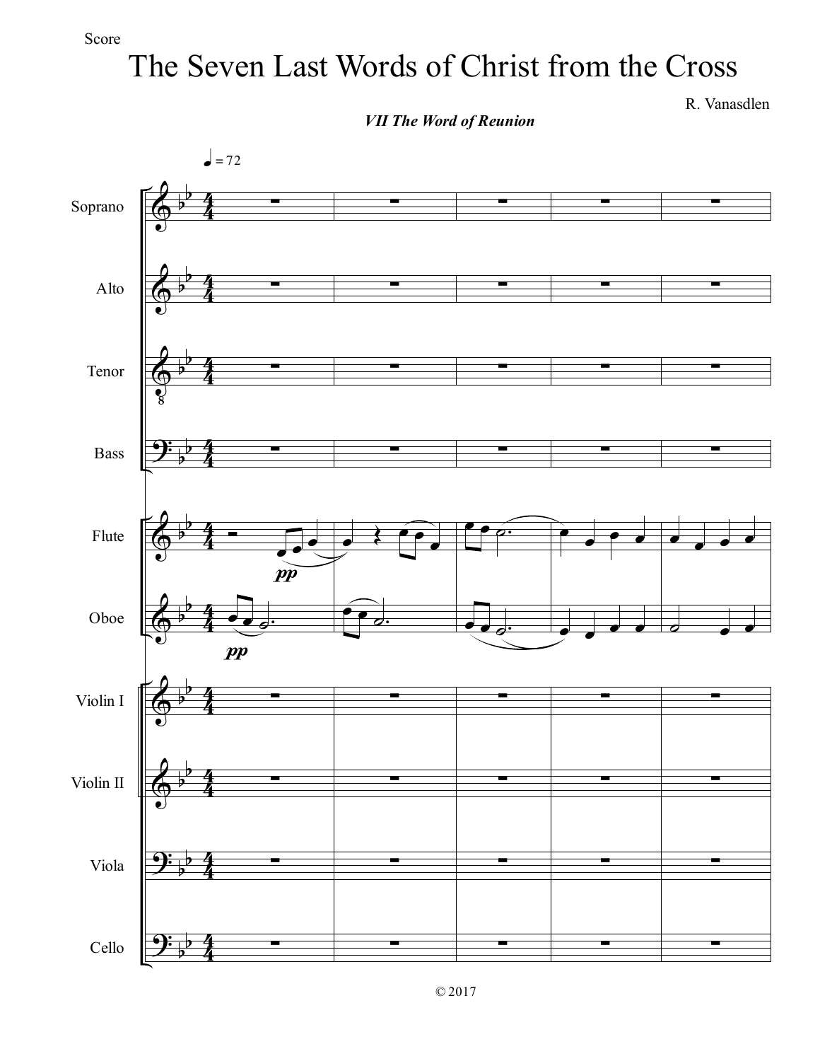Score

# The Seven Last Words of Christ from the Cross

R. Vanasdlen

***VII The Word of Reunion***

♩ = 72

Soprano

Alto

Tenor

Bass

Flute

Oboe

Violin I

Violin II

Viola

Cello

© 2017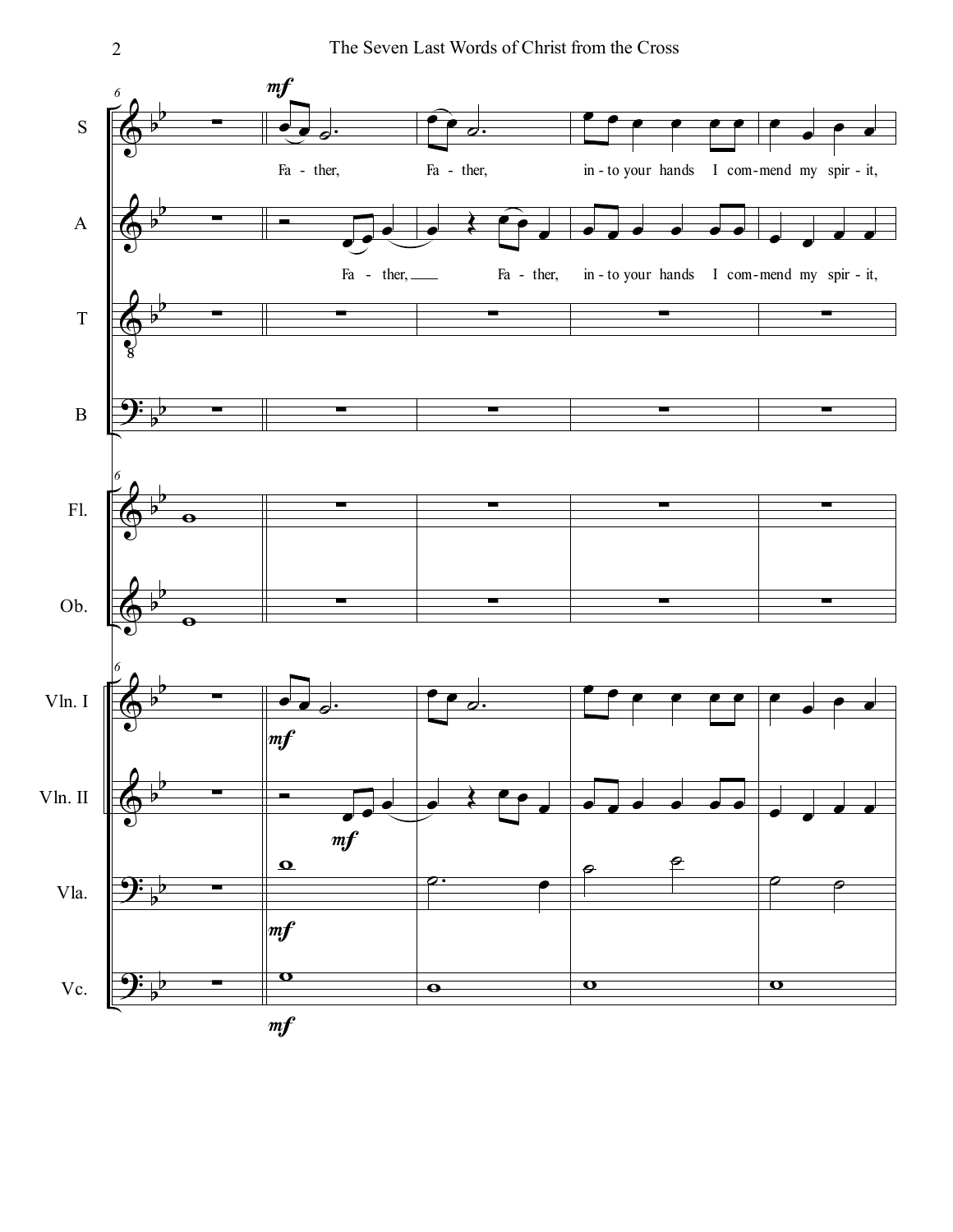Fa - ther, Fa - ther, in - to your hands I com - mend my spir - it,

Fa - ther, Fa - ther, in - to your hands I com - mend my spir - it,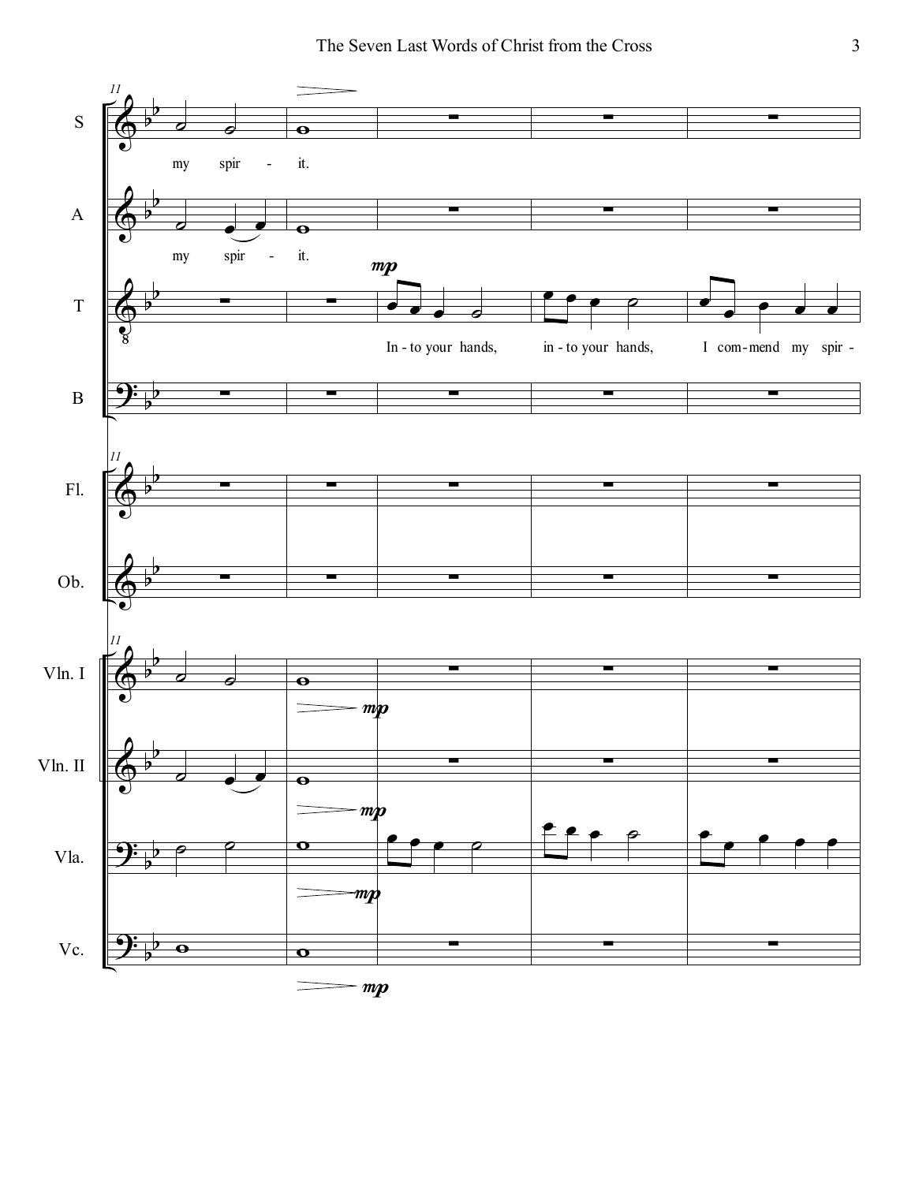S: my spir - it.

A: my spir - it.

T: In - to your hands, in - to your hands, I com-mend my spir -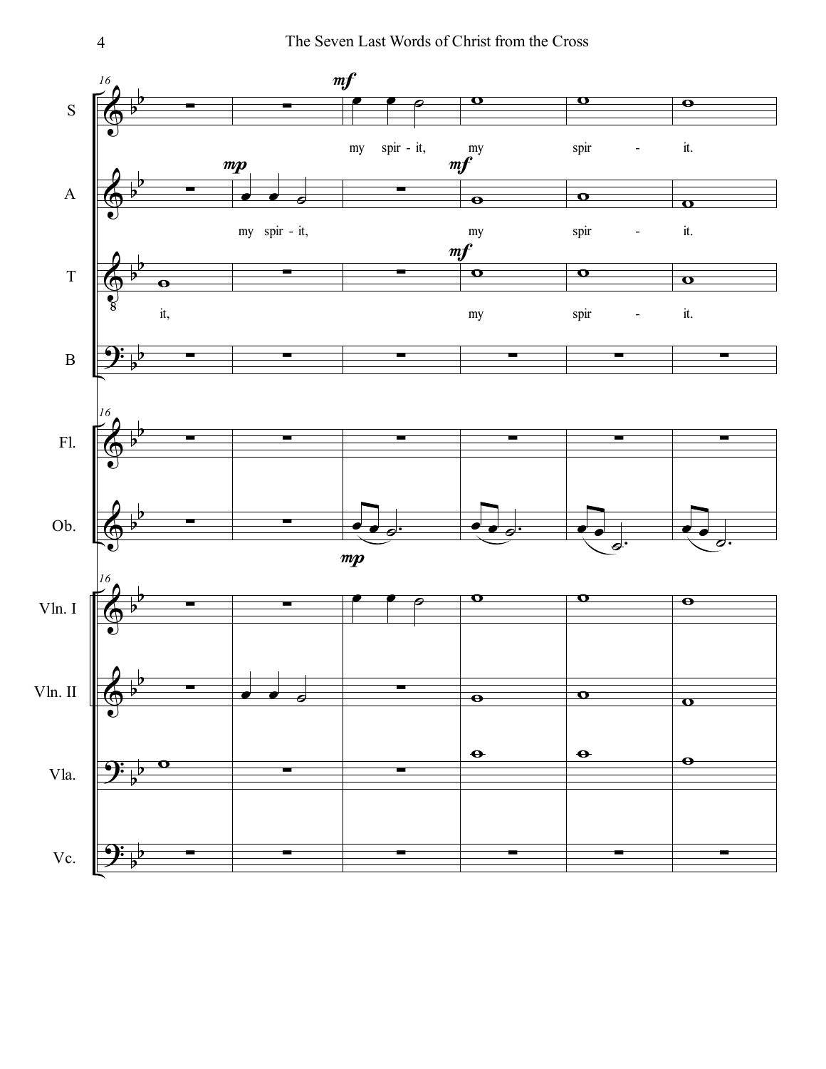16

S: *mf* — my spir - it, my spir - it.

A: *mp* — my spir - it, *mf* — my spir - it.

T: it, *mf* — my spir - it.

B

Fl.

Ob. *mp*

Vln. I

Vln. II

Vla.

Vc.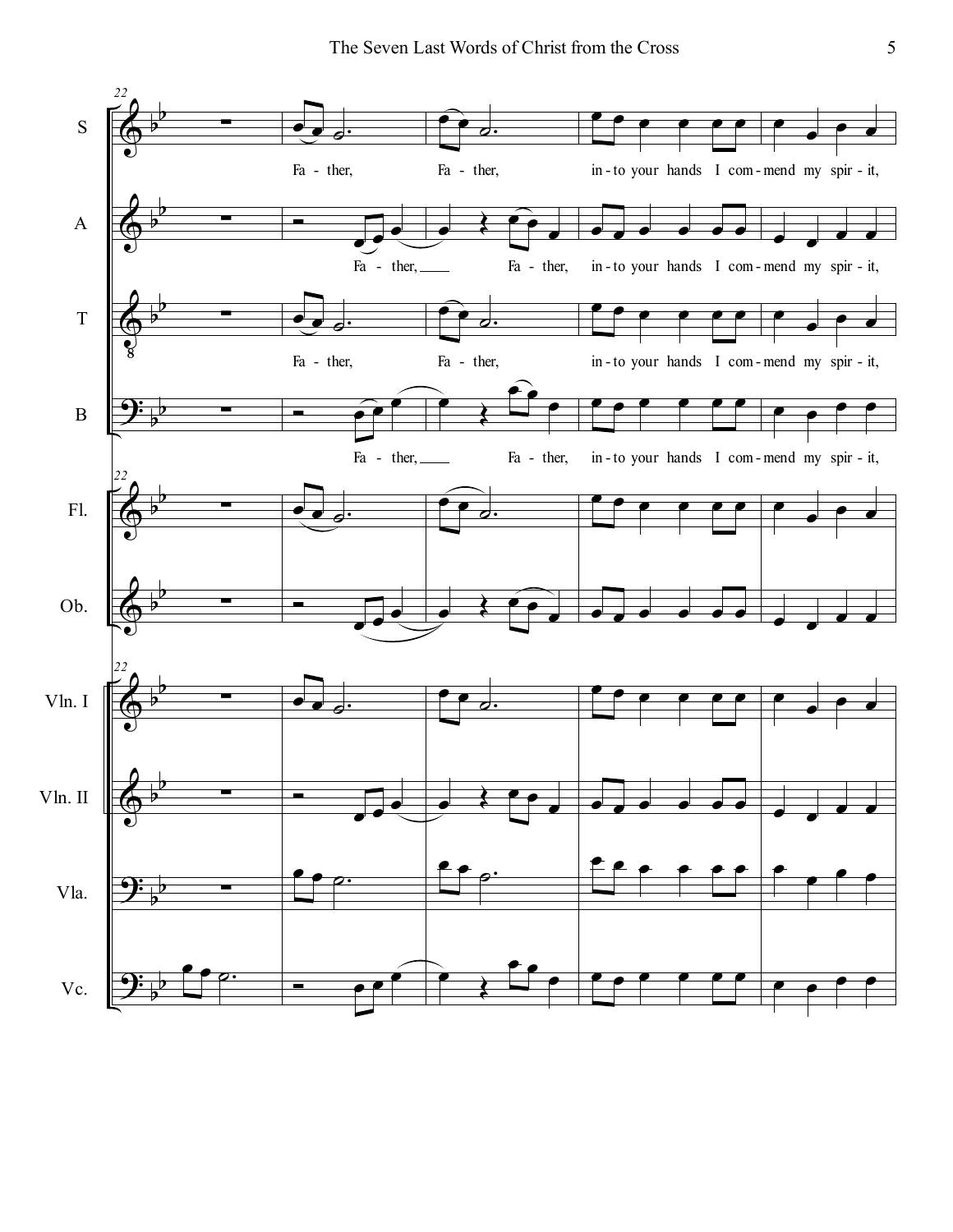S: Fa - ther, Fa - ther, in - to your hands I com - mend my spir - it,

A: Fa - ther, Fa - ther, in - to your hands I com - mend my spir - it,

T: Fa - ther, Fa - ther, in - to your hands I com - mend my spir - it,

B: Fa - ther, Fa - ther, in - to your hands I com - mend my spir - it,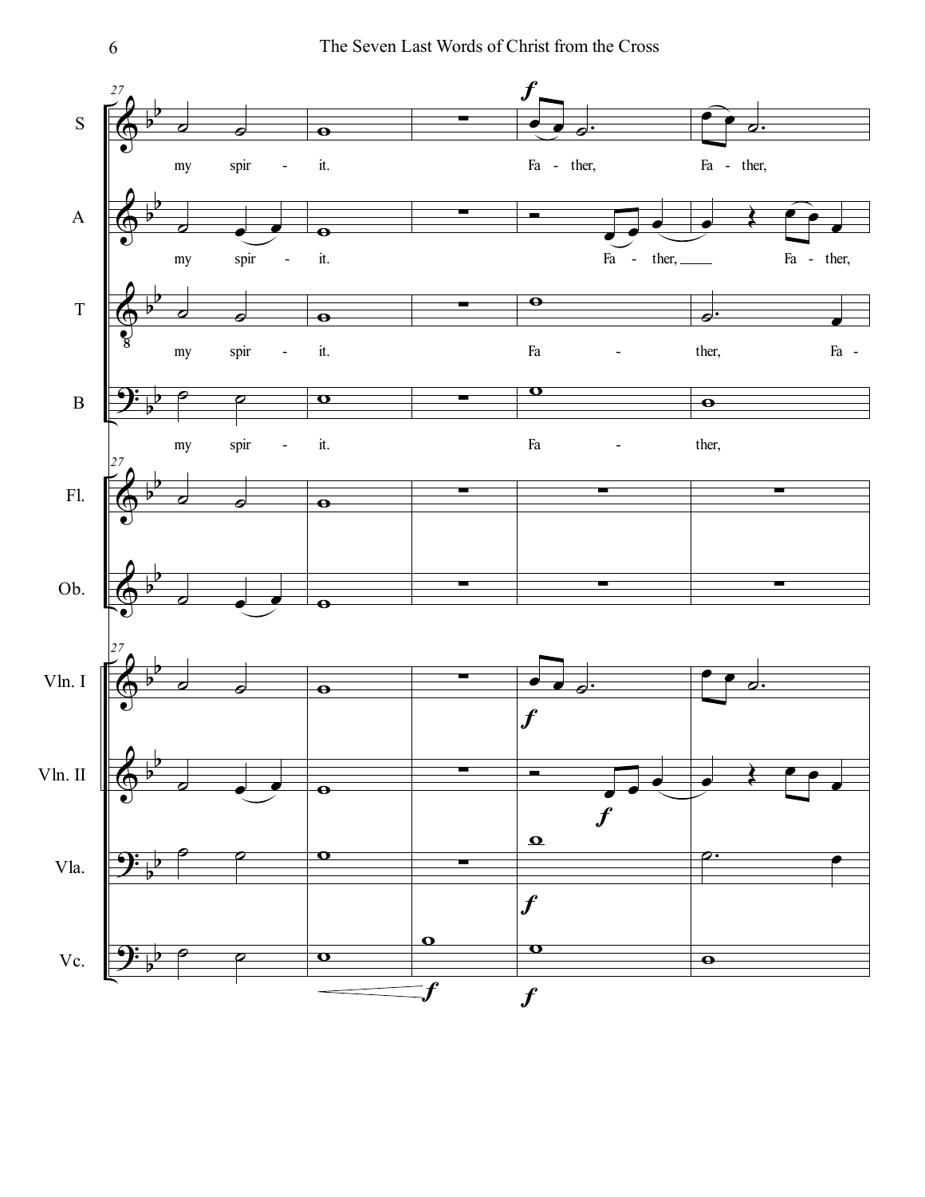S: my spir - it. Fa - ther, Fa - ther,

A: my spir - it. Fa - ther, Fa - ther,

T: my spir - it. Fa - ther, Fa -

B: my spir - it. Fa - ther,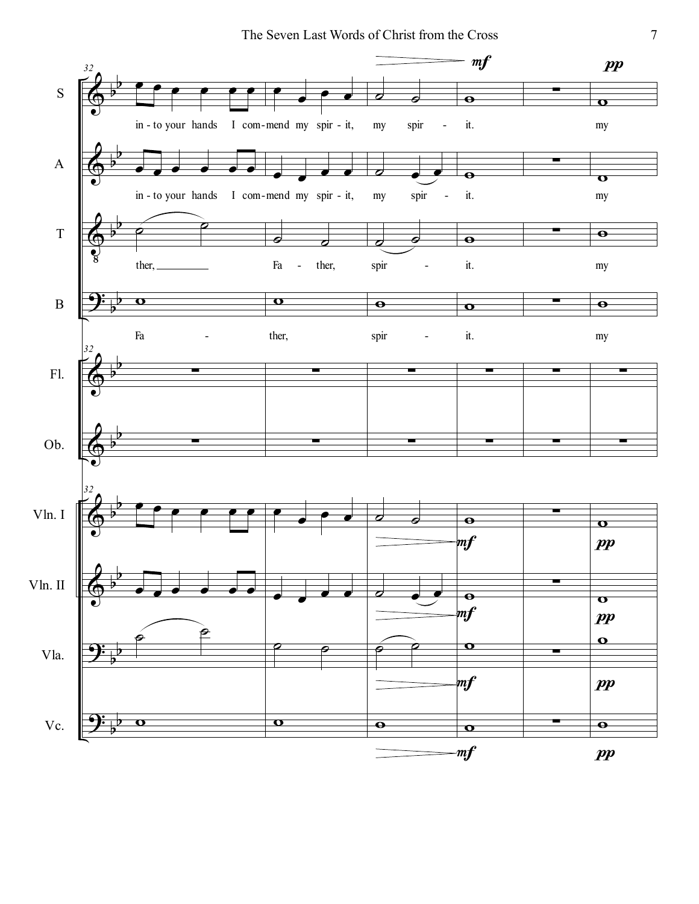32

**S**: in - to your hands I com - mend my spir - it, my spir - it. my

**A**: in - to your hands I com - mend my spir - it, my spir - it. my

**T**: ther, Fa - ther, spir - it. my

**B**: Fa - ther, spir - it. my

*mf* *pp*

Fl.

Ob.

Vln. I *mf* *pp*

Vln. II *mf* *pp*

Vla. *mf* *pp*

Vc. *mf* *pp*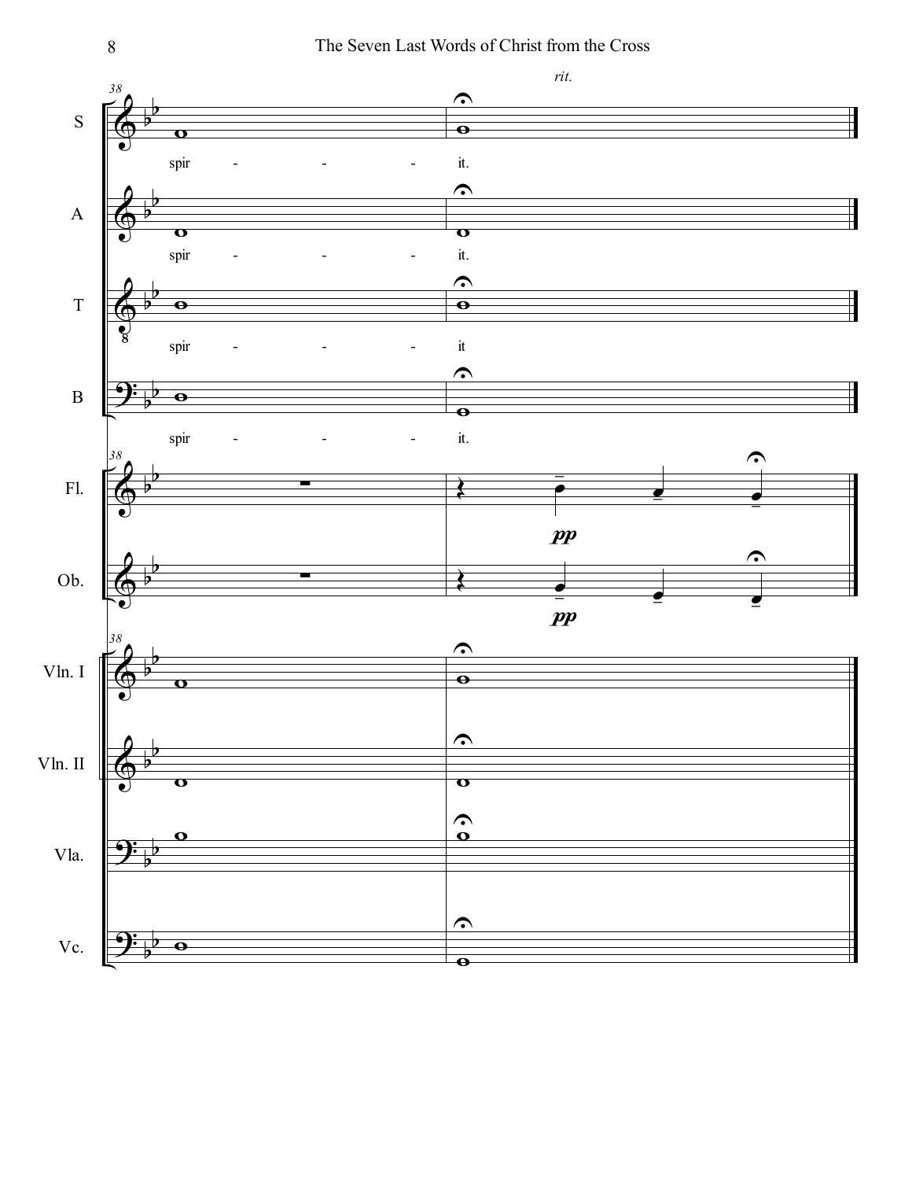rit.

S

spir - - - it.

A

spir - - - it.

T

spir - - - it

B

spir - - - it.

Fl.

pp

Ob.

pp

Vln. I

Vln. II

Vla.

Vc.